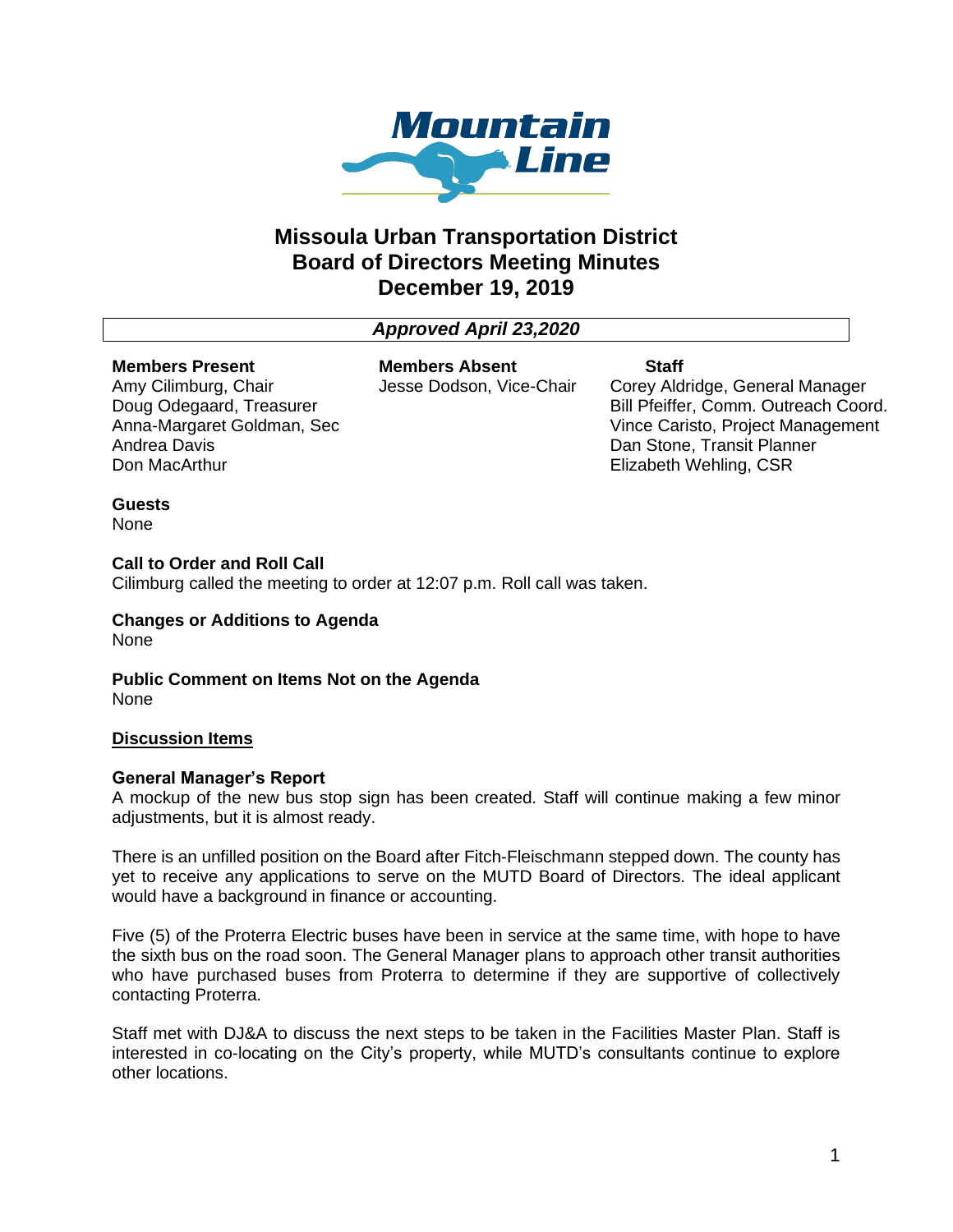# Missoula Urban Transportation District
# Board of Directors Meeting Minutes
# December 19, 2019

*Approved April 23,2020*

| Members Present | Members Absent | Staff |
|---|---|---|
| Amy Cilimburg, Chair | Jesse Dodson, Vice-Chair | Corey Aldridge, General Manager |
| Doug Odegaard, Treasurer | | Bill Pfeiffer, Comm. Outreach Coord. |
| Anna-Margaret Goldman, Sec | | Vince Caristo, Project Management |
| Andrea Davis | | Dan Stone, Transit Planner |
| Don MacArthur | | Elizabeth Wehling, CSR |

**Guests**
None

**Call to Order and Roll Call**
Cilimburg called the meeting to order at 12:07 p.m. Roll call was taken.

**Changes or Additions to Agenda**
None

**Public Comment on Items Not on the Agenda**
None

## Discussion Items

**General Manager's Report**
A mockup of the new bus stop sign has been created. Staff will continue making a few minor adjustments, but it is almost ready.

There is an unfilled position on the Board after Fitch-Fleischmann stepped down. The county has yet to receive any applications to serve on the MUTD Board of Directors. The ideal applicant would have a background in finance or accounting.

Five (5) of the Proterra Electric buses have been in service at the same time, with hope to have the sixth bus on the road soon. The General Manager plans to approach other transit authorities who have purchased buses from Proterra to determine if they are supportive of collectively contacting Proterra.

Staff met with DJ&A to discuss the next steps to be taken in the Facilities Master Plan. Staff is interested in co-locating on the City's property, while MUTD's consultants continue to explore other locations.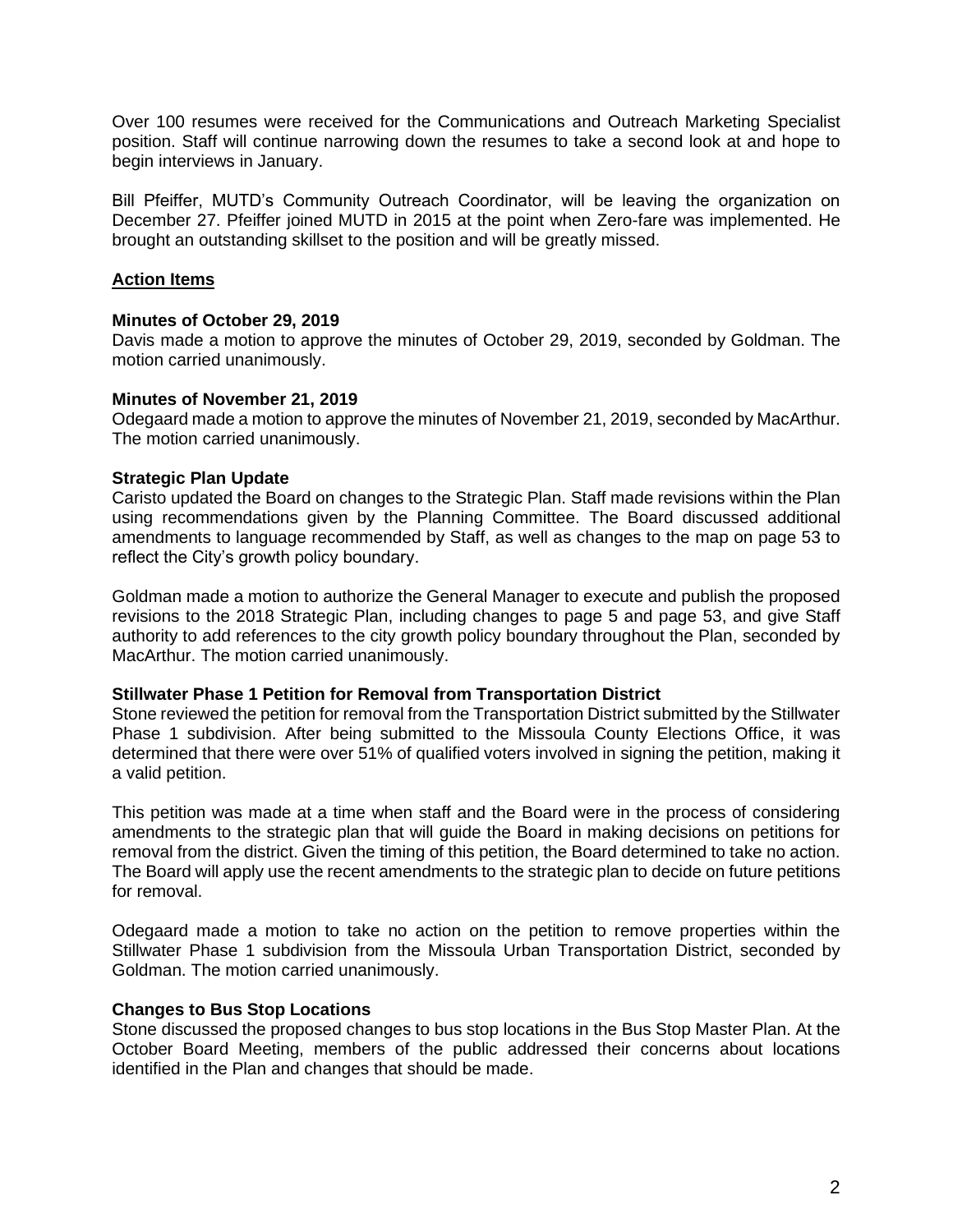Over 100 resumes were received for the Communications and Outreach Marketing Specialist position. Staff will continue narrowing down the resumes to take a second look at and hope to begin interviews in January.

Bill Pfeiffer, MUTD's Community Outreach Coordinator, will be leaving the organization on December 27. Pfeiffer joined MUTD in 2015 at the point when Zero-fare was implemented. He brought an outstanding skillset to the position and will be greatly missed.

## Action Items

### Minutes of October 29, 2019

Davis made a motion to approve the minutes of October 29, 2019, seconded by Goldman. The motion carried unanimously.

### Minutes of November 21, 2019

Odegaard made a motion to approve the minutes of November 21, 2019, seconded by MacArthur. The motion carried unanimously.

### Strategic Plan Update

Caristo updated the Board on changes to the Strategic Plan. Staff made revisions within the Plan using recommendations given by the Planning Committee. The Board discussed additional amendments to language recommended by Staff, as well as changes to the map on page 53 to reflect the City's growth policy boundary.

Goldman made a motion to authorize the General Manager to execute and publish the proposed revisions to the 2018 Strategic Plan, including changes to page 5 and page 53, and give Staff authority to add references to the city growth policy boundary throughout the Plan, seconded by MacArthur. The motion carried unanimously.

### Stillwater Phase 1 Petition for Removal from Transportation District

Stone reviewed the petition for removal from the Transportation District submitted by the Stillwater Phase 1 subdivision. After being submitted to the Missoula County Elections Office, it was determined that there were over 51% of qualified voters involved in signing the petition, making it a valid petition.

This petition was made at a time when staff and the Board were in the process of considering amendments to the strategic plan that will guide the Board in making decisions on petitions for removal from the district. Given the timing of this petition, the Board determined to take no action. The Board will apply use the recent amendments to the strategic plan to decide on future petitions for removal.

Odegaard made a motion to take no action on the petition to remove properties within the Stillwater Phase 1 subdivision from the Missoula Urban Transportation District, seconded by Goldman. The motion carried unanimously.

### Changes to Bus Stop Locations

Stone discussed the proposed changes to bus stop locations in the Bus Stop Master Plan. At the October Board Meeting, members of the public addressed their concerns about locations identified in the Plan and changes that should be made.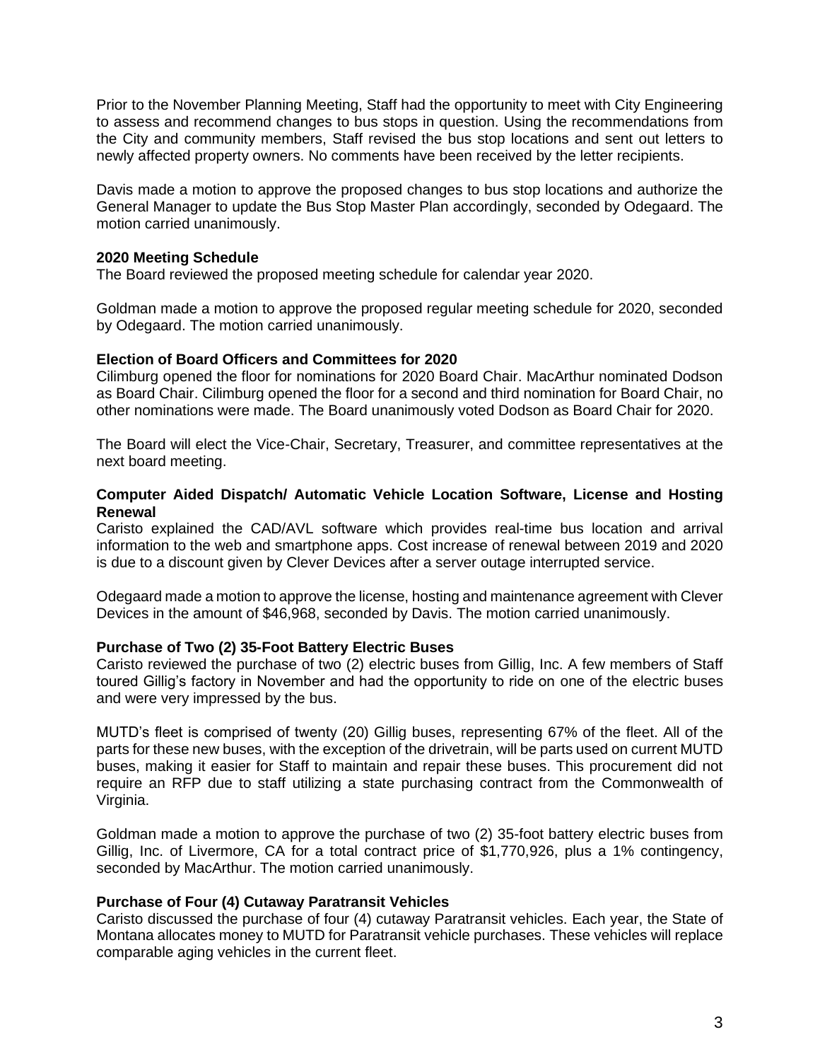Prior to the November Planning Meeting, Staff had the opportunity to meet with City Engineering to assess and recommend changes to bus stops in question. Using the recommendations from the City and community members, Staff revised the bus stop locations and sent out letters to newly affected property owners. No comments have been received by the letter recipients.

Davis made a motion to approve the proposed changes to bus stop locations and authorize the General Manager to update the Bus Stop Master Plan accordingly, seconded by Odegaard. The motion carried unanimously.

**2020 Meeting Schedule**
The Board reviewed the proposed meeting schedule for calendar year 2020.

Goldman made a motion to approve the proposed regular meeting schedule for 2020, seconded by Odegaard. The motion carried unanimously.

**Election of Board Officers and Committees for 2020**
Cilimburg opened the floor for nominations for 2020 Board Chair. MacArthur nominated Dodson as Board Chair. Cilimburg opened the floor for a second and third nomination for Board Chair, no other nominations were made. The Board unanimously voted Dodson as Board Chair for 2020.

The Board will elect the Vice-Chair, Secretary, Treasurer, and committee representatives at the next board meeting.

**Computer Aided Dispatch/ Automatic Vehicle Location Software, License and Hosting Renewal**
Caristo explained the CAD/AVL software which provides real-time bus location and arrival information to the web and smartphone apps. Cost increase of renewal between 2019 and 2020 is due to a discount given by Clever Devices after a server outage interrupted service.

Odegaard made a motion to approve the license, hosting and maintenance agreement with Clever Devices in the amount of $46,968, seconded by Davis. The motion carried unanimously.

**Purchase of Two (2) 35-Foot Battery Electric Buses**
Caristo reviewed the purchase of two (2) electric buses from Gillig, Inc. A few members of Staff toured Gillig's factory in November and had the opportunity to ride on one of the electric buses and were very impressed by the bus.

MUTD's fleet is comprised of twenty (20) Gillig buses, representing 67% of the fleet. All of the parts for these new buses, with the exception of the drivetrain, will be parts used on current MUTD buses, making it easier for Staff to maintain and repair these buses. This procurement did not require an RFP due to staff utilizing a state purchasing contract from the Commonwealth of Virginia.

Goldman made a motion to approve the purchase of two (2) 35-foot battery electric buses from Gillig, Inc. of Livermore, CA for a total contract price of $1,770,926, plus a 1% contingency, seconded by MacArthur. The motion carried unanimously.

**Purchase of Four (4) Cutaway Paratransit Vehicles**
Caristo discussed the purchase of four (4) cutaway Paratransit vehicles. Each year, the State of Montana allocates money to MUTD for Paratransit vehicle purchases. These vehicles will replace comparable aging vehicles in the current fleet.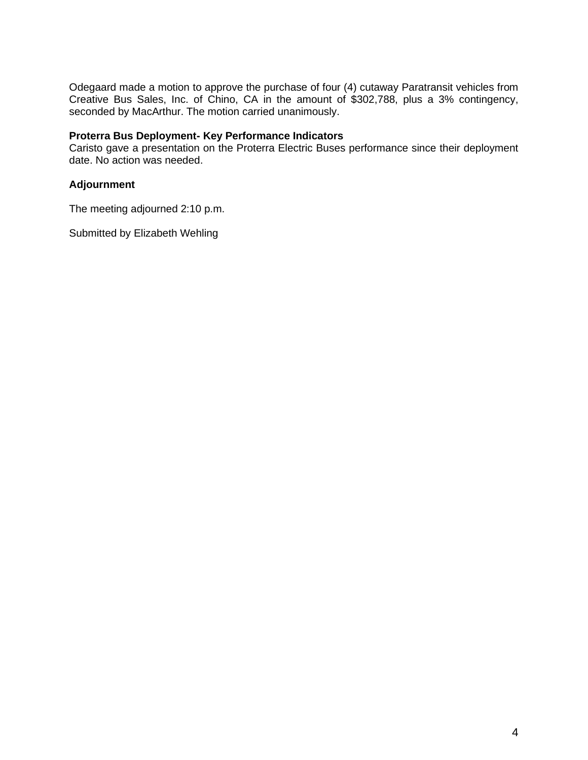Odegaard made a motion to approve the purchase of four (4) cutaway Paratransit vehicles from Creative Bus Sales, Inc. of Chino, CA in the amount of $302,788, plus a 3% contingency, seconded by MacArthur. The motion carried unanimously.

**Proterra Bus Deployment- Key Performance Indicators**

Caristo gave a presentation on the Proterra Electric Buses performance since their deployment date. No action was needed.

**Adjournment**

The meeting adjourned 2:10 p.m.

Submitted by Elizabeth Wehling